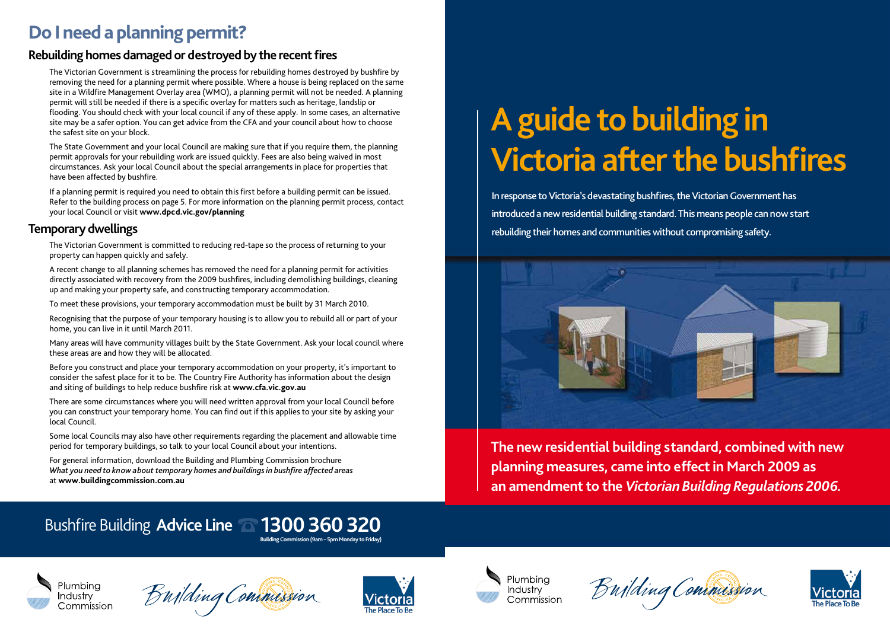# Do I need a planning permit?

## Rebuilding homes damaged or destroyed by the recent fires

The Victorian Government is streamlining the process for rebuilding homes destroyed by bushfire by removing the need for a planning permit where possible. Where a house is being replaced on the same site in a Wildfire Management Overlay area (WMO), a planning permit will not be needed. A planning permit will still be needed if there is a specific overlay for matters such as heritage, landslip or flooding. You should check with your local council if any of these apply. In some cases, an alternative site may be a safer option. You can get advice from the CFA and your council about how to choose the safest site on your block.

The State Government and your local Council are making sure that if you require them, the planning permit approvals for your rebuilding work are issued quickly. Fees are also being waived in most circumstances. Ask your local Council about the special arrangements in place for properties that have been affected by bushfire.

If a planning permit is required you need to obtain this first before a building permit can be issued. Refer to the building process on page 5. For more information on the planning permit process, contact your local Council or visit **www.dpcd.vic.gov/planning**

## Temporary dwellings

The Victorian Government is committed to reducing red-tape so the process of returning to your property can happen quickly and safely.

A recent change to all planning schemes has removed the need for a planning permit for activities directly associated with recovery from the 2009 bushfires, including demolishing buildings, cleaning up and making your property safe, and constructing temporary accommodation.

To meet these provisions, your temporary accommodation must be built by 31 March 2010.

Recognising that the purpose of your temporary housing is to allow you to rebuild all or part of your home, you can live in it until March 2011.

Many areas will have community villages built by the State Government. Ask your local council where these areas are and how they will be allocated.

Before you construct and place your temporary accommodation on your property, it's important to consider the safest place for it to be. The Country Fire Authority has information about the design and siting of buildings to help reduce bushfire risk at **www.cfa.vic.gov.au**

There are some circumstances where you will need written approval from your local Council before you can construct your temporary home. You can find out if this applies to your site by asking your local Council.

Some local Councils may also have other requirements regarding the placement and allowable time period for temporary buildings, so talk to your local Council about your intentions.

For general information, download the Building and Plumbing Commission brochure *What you need to know about temporary homes and buildings in bushfire affected areas* at **www.buildingcommission.com.au**

Bushfire Building **Advice Line** **1300 360 320**
Building Commission (9am – 5pm Monday to Friday)

Plumbing Industry Commission | Building Commission | Victoria The Place To Be

# A guide to building in Victoria after the bushfires

In response to Victoria's devastating bushfires, the Victorian Government has introduced a new residential building standard. This means people can now start rebuilding their homes and communities without compromising safety.

**The new residential building standard, combined with new planning measures, came into effect in March 2009 as an amendment to the *Victorian Building Regulations 2006*.**

Plumbing Industry Commission | Building Commission | Victoria The Place To Be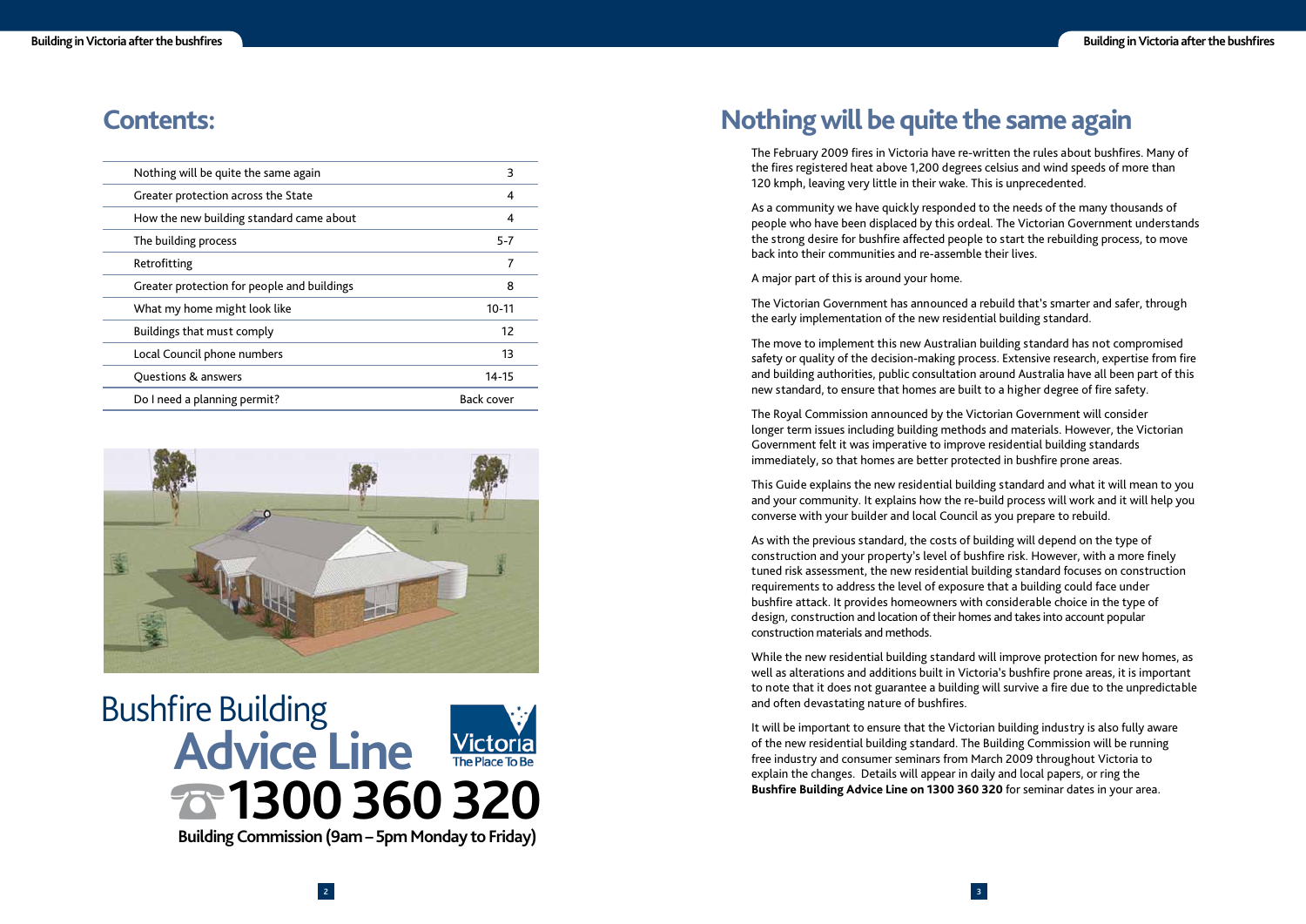# Contents:

| | |
|---|---|
| Nothing will be quite the same again | 3 |
| Greater protection across the State | 4 |
| How the new building standard came about | 4 |
| The building process | 5-7 |
| Retrofitting | 7 |
| Greater protection for people and buildings | 8 |
| What my home might look like | 10-11 |
| Buildings that must comply | 12 |
| Local Council phone numbers | 13 |
| Questions & answers | 14-15 |
| Do I need a planning permit? | Back cover |

Bushfire Building **Advice Line**

**1300 360 320**

**Building Commission (9am – 5pm Monday to Friday)**

Victoria The Place To Be

# Nothing will be quite the same again

The February 2009 fires in Victoria have re-written the rules about bushfires. Many of the fires registered heat above 1,200 degrees celsius and wind speeds of more than 120 kmph, leaving very little in their wake. This is unprecedented.

As a community we have quickly responded to the needs of the many thousands of people who have been displaced by this ordeal. The Victorian Government understands the strong desire for bushfire affected people to start the rebuilding process, to move back into their communities and re-assemble their lives.

A major part of this is around your home.

The Victorian Government has announced a rebuild that's smarter and safer, through the early implementation of the new residential building standard.

The move to implement this new Australian building standard has not compromised safety or quality of the decision-making process. Extensive research, expertise from fire and building authorities, public consultation around Australia have all been part of this new standard, to ensure that homes are built to a higher degree of fire safety.

The Royal Commission announced by the Victorian Government will consider longer term issues including building methods and materials. However, the Victorian Government felt it was imperative to improve residential building standards immediately, so that homes are better protected in bushfire prone areas.

This Guide explains the new residential building standard and what it will mean to you and your community. It explains how the re-build process will work and it will help you converse with your builder and local Council as you prepare to rebuild.

As with the previous standard, the costs of building will depend on the type of construction and your property's level of bushfire risk. However, with a more finely tuned risk assessment, the new residential building standard focuses on construction requirements to address the level of exposure that a building could face under bushfire attack. It provides homeowners with considerable choice in the type of design, construction and location of their homes and takes into account popular construction materials and methods.

While the new residential building standard will improve protection for new homes, as well as alterations and additions built in Victoria's bushfire prone areas, it is important to note that it does not guarantee a building will survive a fire due to the unpredictable and often devastating nature of bushfires.

It will be important to ensure that the Victorian building industry is also fully aware of the new residential building standard. The Building Commission will be running free industry and consumer seminars from March 2009 throughout Victoria to explain the changes. Details will appear in daily and local papers, or ring the **Bushfire Building Advice Line on 1300 360 320** for seminar dates in your area.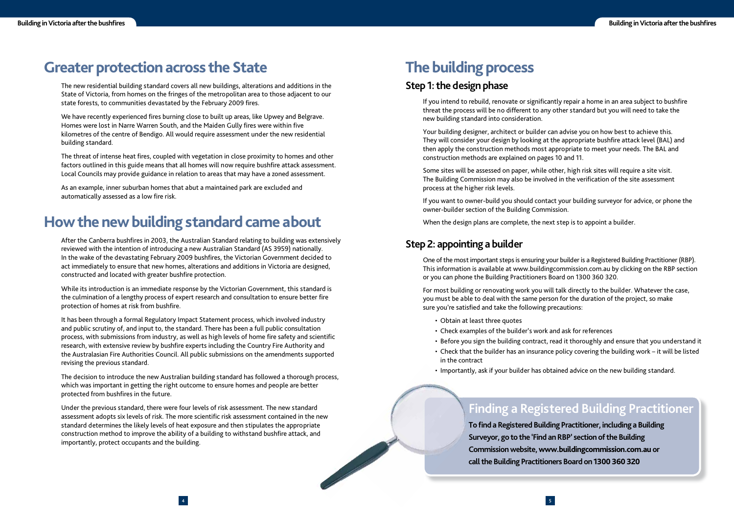# Greater protection across the State

The new residential building standard covers all new buildings, alterations and additions in the State of Victoria, from homes on the fringes of the metropolitan area to those adjacent to our state forests, to communities devastated by the February 2009 fires.

We have recently experienced fires burning close to built up areas, like Upwey and Belgrave. Homes were lost in Narre Warren South, and the Maiden Gully fires were within five kilometres of the centre of Bendigo. All would require assessment under the new residential building standard.

The threat of intense heat fires, coupled with vegetation in close proximity to homes and other factors outlined in this guide means that all homes will now require bushfire attack assessment. Local Councils may provide guidance in relation to areas that may have a zoned assessment.

As an example, inner suburban homes that abut a maintained park are excluded and automatically assessed as a low fire risk.

# How the new building standard came about

After the Canberra bushfires in 2003, the Australian Standard relating to building was extensively reviewed with the intention of introducing a new Australian Standard (AS 3959) nationally. In the wake of the devastating February 2009 bushfires, the Victorian Government decided to act immediately to ensure that new homes, alterations and additions in Victoria are designed, constructed and located with greater bushfire protection.

While its introduction is an immediate response by the Victorian Government, this standard is the culmination of a lengthy process of expert research and consultation to ensure better fire protection of homes at risk from bushfire.

It has been through a formal Regulatory Impact Statement process, which involved industry and public scrutiny of, and input to, the standard. There has been a full public consultation process, with submissions from industry, as well as high levels of home fire safety and scientific research, with extensive review by bushfire experts including the Country Fire Authority and the Australasian Fire Authorities Council. All public submissions on the amendments supported revising the previous standard.

The decision to introduce the new Australian building standard has followed a thorough process, which was important in getting the right outcome to ensure homes and people are better protected from bushfires in the future.

Under the previous standard, there were four levels of risk assessment. The new standard assessment adopts six levels of risk. The more scientific risk assessment contained in the new standard determines the likely levels of heat exposure and then stipulates the appropriate construction method to improve the ability of a building to withstand bushfire attack, and importantly, protect occupants and the building.

# The building process

## Step 1: the design phase

If you intend to rebuild, renovate or significantly repair a home in an area subject to bushfire threat the process will be no different to any other standard but you will need to take the new building standard into consideration.

Your building designer, architect or builder can advise you on how best to achieve this. They will consider your design by looking at the appropriate bushfire attack level (BAL) and then apply the construction methods most appropriate to meet your needs. The BAL and construction methods are explained on pages 10 and 11.

Some sites will be assessed on paper, while other, high risk sites will require a site visit. The Building Commission may also be involved in the verification of the site assessment process at the higher risk levels.

If you want to owner-build you should contact your building surveyor for advice, or phone the owner-builder section of the Building Commission.

When the design plans are complete, the next step is to appoint a builder.

## Step 2: appointing a builder

One of the most important steps is ensuring your builder is a Registered Building Practitioner (RBP). This information is available at www.buildingcommission.com.au by clicking on the RBP section or you can phone the Building Practitioners Board on 1300 360 320.

For most building or renovating work you will talk directly to the builder. Whatever the case, you must be able to deal with the same person for the duration of the project, so make sure you're satisfied and take the following precautions:

- Obtain at least three quotes
- Check examples of the builder's work and ask for references
- Before you sign the building contract, read it thoroughly and ensure that you understand it
- Check that the builder has an insurance policy covering the building work – it will be listed in the contract
- Importantly, ask if your builder has obtained advice on the new building standard.

## Finding a Registered Building Practitioner

**To find a Registered Building Practitioner, including a Building Surveyor, go to the 'Find an RBP' section of the Building Commission website, www.buildingcommission.com.au or call the Building Practitioners Board on 1300 360 320**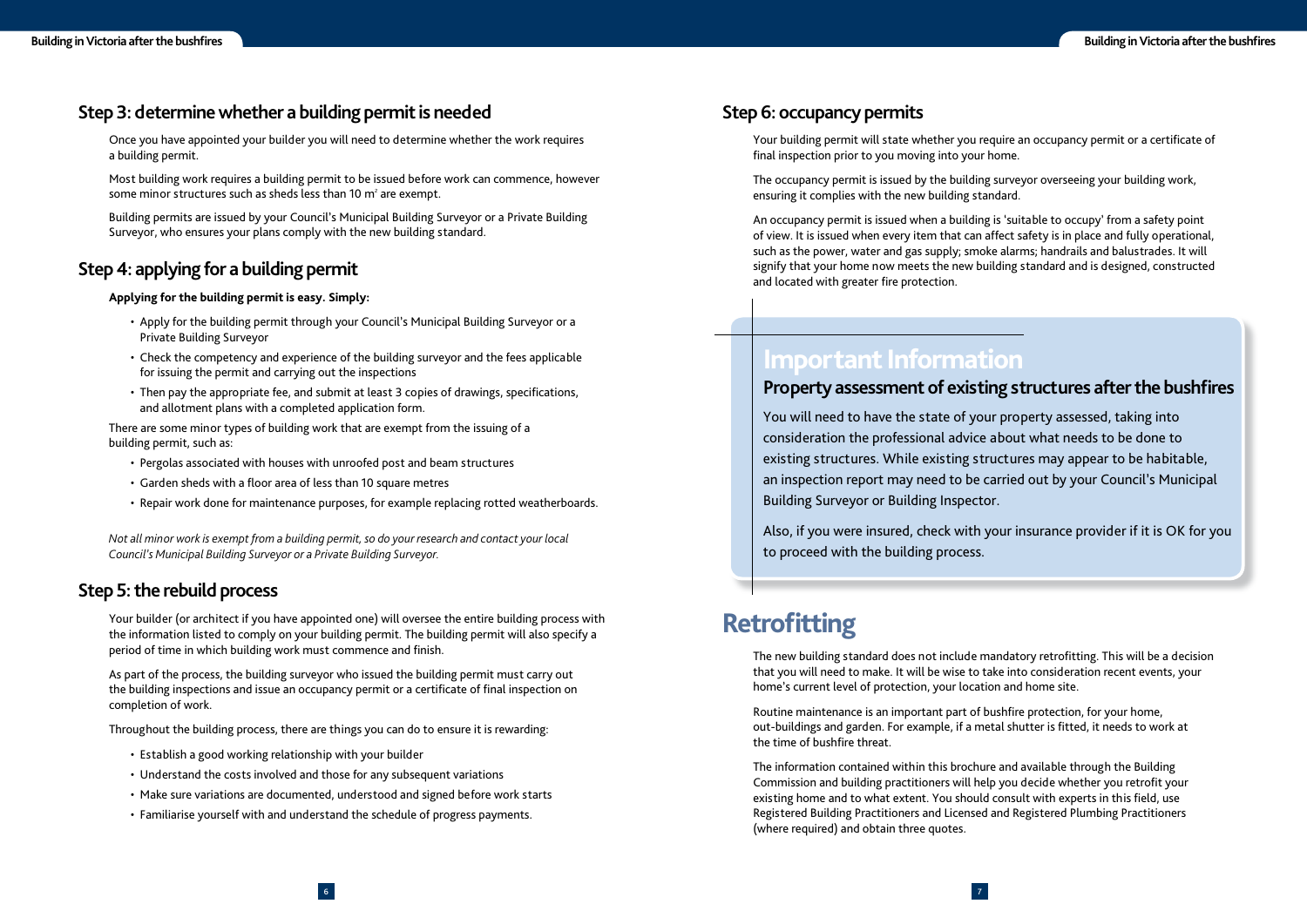## Step 3: determine whether a building permit is needed

Once you have appointed your builder you will need to determine whether the work requires a building permit.

Most building work requires a building permit to be issued before work can commence, however some minor structures such as sheds less than 10 m² are exempt.

Building permits are issued by your Council's Municipal Building Surveyor or a Private Building Surveyor, who ensures your plans comply with the new building standard.

## Step 4: applying for a building permit

**Applying for the building permit is easy. Simply:**

- Apply for the building permit through your Council's Municipal Building Surveyor or a Private Building Surveyor
- Check the competency and experience of the building surveyor and the fees applicable for issuing the permit and carrying out the inspections
- Then pay the appropriate fee, and submit at least 3 copies of drawings, specifications, and allotment plans with a completed application form.

There are some minor types of building work that are exempt from the issuing of a building permit, such as:

- Pergolas associated with houses with unroofed post and beam structures
- Garden sheds with a floor area of less than 10 square metres
- Repair work done for maintenance purposes, for example replacing rotted weatherboards.

*Not all minor work is exempt from a building permit, so do your research and contact your local Council's Municipal Building Surveyor or a Private Building Surveyor.*

## Step 5: the rebuild process

Your builder (or architect if you have appointed one) will oversee the entire building process with the information listed to comply on your building permit. The building permit will also specify a period of time in which building work must commence and finish.

As part of the process, the building surveyor who issued the building permit must carry out the building inspections and issue an occupancy permit or a certificate of final inspection on completion of work.

Throughout the building process, there are things you can do to ensure it is rewarding:

- Establish a good working relationship with your builder
- Understand the costs involved and those for any subsequent variations
- Make sure variations are documented, understood and signed before work starts
- Familiarise yourself with and understand the schedule of progress payments.

## Step 6: occupancy permits

Your building permit will state whether you require an occupancy permit or a certificate of final inspection prior to you moving into your home.

The occupancy permit is issued by the building surveyor overseeing your building work, ensuring it complies with the new building standard.

An occupancy permit is issued when a building is 'suitable to occupy' from a safety point of view. It is issued when every item that can affect safety is in place and fully operational, such as the power, water and gas supply; smoke alarms; handrails and balustrades. It will signify that your home now meets the new building standard and is designed, constructed and located with greater fire protection.

## Important Information

### Property assessment of existing structures after the bushfires

You will need to have the state of your property assessed, taking into consideration the professional advice about what needs to be done to existing structures. While existing structures may appear to be habitable, an inspection report may need to be carried out by your Council's Municipal Building Surveyor or Building Inspector.

Also, if you were insured, check with your insurance provider if it is OK for you to proceed with the building process.

# Retrofitting

The new building standard does not include mandatory retrofitting. This will be a decision that you will need to make. It will be wise to take into consideration recent events, your home's current level of protection, your location and home site.

Routine maintenance is an important part of bushfire protection, for your home, out-buildings and garden. For example, if a metal shutter is fitted, it needs to work at the time of bushfire threat.

The information contained within this brochure and available through the Building Commission and building practitioners will help you decide whether you retrofit your existing home and to what extent. You should consult with experts in this field, use Registered Building Practitioners and Licensed and Registered Plumbing Practitioners (where required) and obtain three quotes.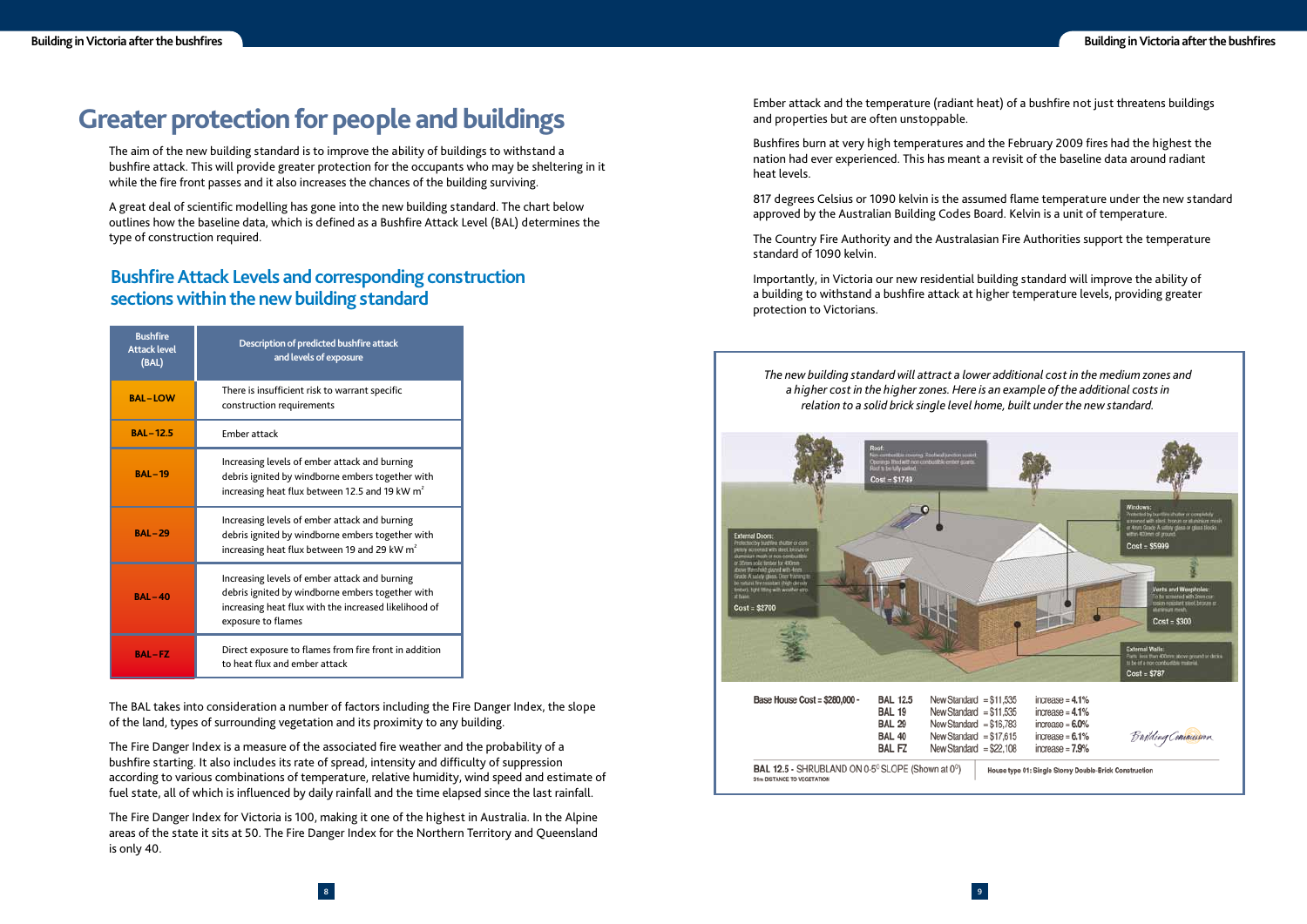# Greater protection for people and buildings

The aim of the new building standard is to improve the ability of buildings to withstand a bushfire attack. This will provide greater protection for the occupants who may be sheltering in it while the fire front passes and it also increases the chances of the building surviving.

A great deal of scientific modelling has gone into the new building standard. The chart below outlines how the baseline data, which is defined as a Bushfire Attack Level (BAL) determines the type of construction required.

## Bushfire Attack Levels and corresponding construction sections within the new building standard

| Bushfire Attack level (BAL) | Description of predicted bushfire attack and levels of exposure |
|---|---|
| BAL – LOW | There is insufficient risk to warrant specific construction requirements |
| BAL – 12.5 | Ember attack |
| BAL – 19 | Increasing levels of ember attack and burning debris ignited by windborne embers together with increasing heat flux between 12.5 and 19 kW $m^2$ |
| BAL – 29 | Increasing levels of ember attack and burning debris ignited by windborne embers together with increasing heat flux between 19 and 29 kW $m^2$ |
| BAL – 40 | Increasing levels of ember attack and burning debris ignited by windborne embers together with increasing heat flux with the increased likelihood of exposure to flames |
| BAL – FZ | Direct exposure to flames from fire front in addition to heat flux and ember attack |

The BAL takes into consideration a number of factors including the Fire Danger Index, the slope of the land, types of surrounding vegetation and its proximity to any building.

The Fire Danger Index is a measure of the associated fire weather and the probability of a bushfire starting. It also includes its rate of spread, intensity and difficulty of suppression according to various combinations of temperature, relative humidity, wind speed and estimate of fuel state, all of which is influenced by daily rainfall and the time elapsed since the last rainfall.

The Fire Danger Index for Victoria is 100, making it one of the highest in Australia. In the Alpine areas of the state it sits at 50. The Fire Danger Index for the Northern Territory and Queensland is only 40.

Ember attack and the temperature (radiant heat) of a bushfire not just threatens buildings and properties but are often unstoppable.

Bushfires burn at very high temperatures and the February 2009 fires had the highest the nation had ever experienced. This has meant a revisit of the baseline data around radiant heat levels.

817 degrees Celsius or 1090 kelvin is the assumed flame temperature under the new standard approved by the Australian Building Codes Board. Kelvin is a unit of temperature.

The Country Fire Authority and the Australasian Fire Authorities support the temperature standard of 1090 kelvin.

Importantly, in Victoria our new residential building standard will improve the ability of a building to withstand a bushfire attack at higher temperature levels, providing greater protection to Victorians.

*The new building standard will attract a lower additional cost in the medium zones and a higher cost in the higher zones. Here is an example of the additional costs in relation to a solid brick single level home, built under the new standard.*

Roof: Non-combustible covering. Roof/wall junction sealed. Openings fitted with non-combustible ember guards. Roof to be fully sarked. Cost = $1749

External Doors: Protected by bushfire shutter or completely screened with steel, bronze or aluminium mesh or non-combustible or 35mm solid timber for 400mm above threshold glazed with 4mm Grade A safety glass. Door framing to be natural fire resistant (high density timber), tight fitting with weather strip at base. Cost = $2700

Windows: Protected by bushfire shutter or completely screened with steel, bronze or aluminium mesh or 4mm Grade A safety glass or glass blocks within 400mm of ground. Cost = $5999

Vents and Weepholes: To be screened with 2mm corrosion resistant steel, bronze or aluminium mesh. Cost = $300

External Walls: Parts less than 400mm above ground or decks to be of a non combustible material. Cost = $787

Base House Cost = $280,000 -

| | | |
|---|---|---|
| BAL 12.5 | New Standard = $11,535 | increase = 4.1% |
| BAL 19 | New Standard = $11,535 | increase = 4.1% |
| BAL 29 | New Standard = $16,783 | increase = 6.0% |
| BAL 40 | New Standard = $17,615 | increase = 6.1% |
| BAL FZ | New Standard = $22,108 | increase = 7.9% |

BAL 12.5 - SHRUBLAND ON 0-5° SLOPE (Shown at 0°)
31m DISTANCE TO VEGETATION

House type 01: Single Storey Double-Brick Construction

Building Commission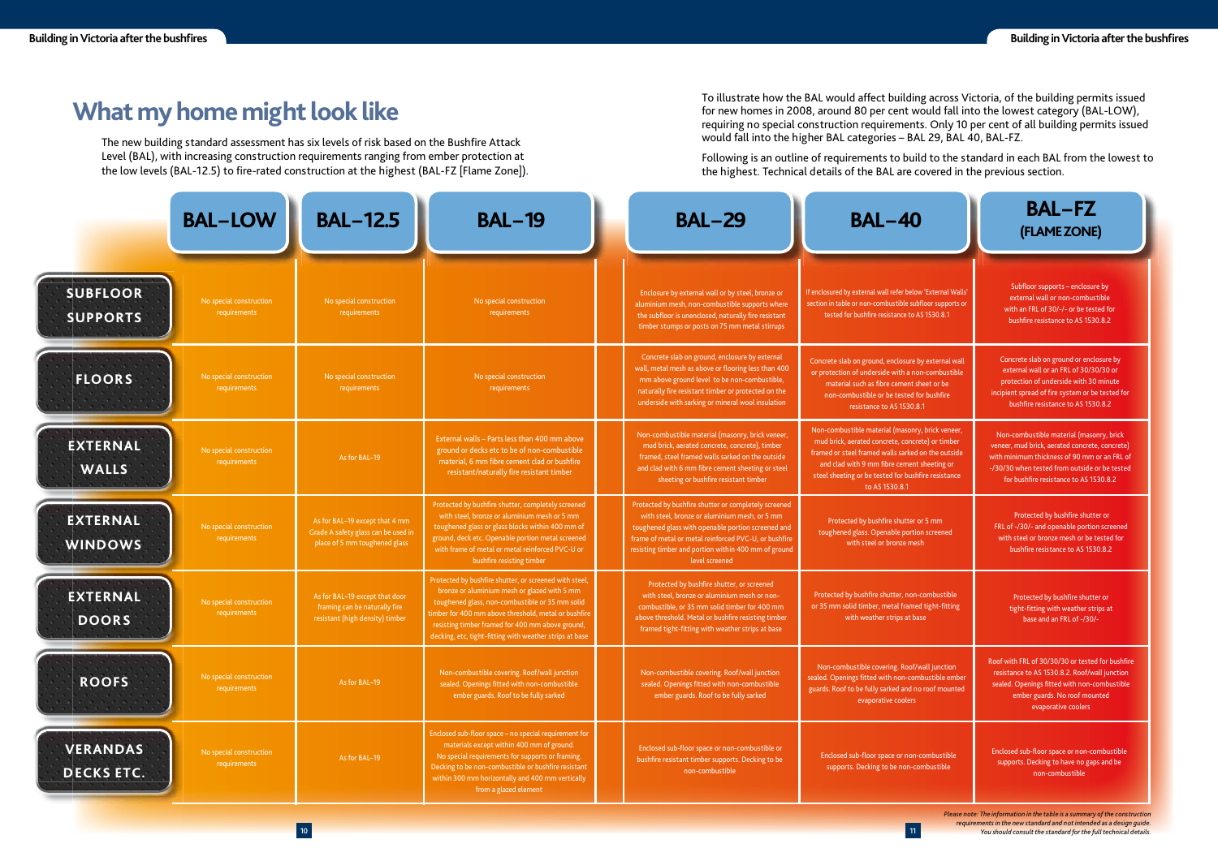# What my home might look like

The new building standard assessment has six levels of risk based on the Bushfire Attack Level (BAL), with increasing construction requirements ranging from ember protection at the low levels (BAL-12.5) to fire-rated construction at the highest (BAL-FZ [Flame Zone]).

To illustrate how the BAL would affect building across Victoria, of the building permits issued for new homes in 2008, around 80 per cent would fall into the lowest category (BAL-LOW), requiring no special construction requirements. Only 10 per cent of all building permits issued would fall into the higher BAL categories – BAL 29, BAL 40, BAL-FZ.

Following is an outline of requirements to build to the standard in each BAL from the lowest to the highest. Technical details of the BAL are covered in the previous section.

| | BAL–LOW | BAL–12.5 | BAL–19 | BAL–29 | BAL–40 | BAL–FZ (FLAME ZONE) |
|---|---|---|---|---|---|---|
| SUBFLOOR SUPPORTS | No special construction requirements | No special construction requirements | No special construction requirements | Enclosure by external wall or by steel, bronze or aluminium mesh, non-combustible supports where the subfloor is unenclosed, naturally fire resistant timber stumps or posts on 75 mm metal stirrups | If enclosured by external wall refer below 'External Walls' section in table or non-combustible subfloor supports or tested for bushfire resistance to AS 1530.8.1 | Subfloor supports – enclosure by external wall or non-combustible with an FRL of 30/-/- or be tested for bushfire resistance to AS 1530.8.2 |
| FLOORS | No special construction requirements | No special construction requirements | No special construction requirements | Concrete slab on ground, enclosure by external wall, metal mesh as above or flooring less than 400 mm above ground level to be non-combustible, naturally fire resistant timber or protected on the underside with sarking or mineral wool insulation | Concrete slab on ground, enclosure by external wall or protection of underside with a non-combustible material such as fibre cement sheet or be non-combustible or be tested for bushfire resistance to AS 1530.8.1 | Concrete slab on ground or enclosure by external wall or an FRL of 30/30/30 or protection of underside with 30 minute incipient spread of fire system or be tested for bushfire resistance to AS 1530.8.2 |
| EXTERNAL WALLS | No special construction requirements | As for BAL–19 | External walls – Parts less than 400 mm above ground or decks etc to be of non-combustible material, 6 mm fibre cement clad or bushfire resistant/naturally fire resistant timber | Non-combustible material (masonry, brick veneer, mud brick, aerated concrete, concrete), timber framed, steel framed walls sarked on the outside and clad with 6 mm fibre cement sheeting or steel sheeting or bushfire resistant timber | Non-combustible material (masonry, brick veneer, mud brick, aerated concrete, concrete) or timber framed or steel framed walls sarked on the outside and clad with 9 mm fibre cement sheeting or steel sheeting or be tested for bushfire resistance to AS 1530.8.1 | Non-combustible material (masonry, brick veneer, mud brick, aerated concrete, concrete) with minimum thickness of 90 mm or an FRL of -/30/30 when tested from outside or be tested for bushfire resistance to AS 1530.8.2 |
| EXTERNAL WINDOWS | No special construction requirements | As for BAL–19 except that 4 mm Grade A safety glass can be used in place of 5 mm toughened glass | Protected by bushfire shutter, completely screened with steel, bronze or aluminium mesh or 5 mm toughened glass or glass blocks within 400 mm of ground, deck etc. Openable portion metal screened with frame of metal or metal reinforced PVC-U or bushfire resisting timber | Protected by bushfire shutter or completely screened with steel, bronze or aluminium mesh, or 5 mm toughened glass with openable portion screened and frame of metal or metal reinforced PVC-U, or bushfire resisting timber and portion within 400 mm of ground level screened | Protected by bushfire shutter or 5 mm toughened glass. Openable portion screened with steel or bronze mesh | Protected by bushfire shutter or FRL of -/30/- and openable portion screened with steel or bronze mesh or be tested for bushfire resistance to AS 1530.8.2 |
| EXTERNAL DOORS | No special construction requirements | As for BAL–19 except that door framing can be naturally fire resistant (high density) timber | Protected by bushfire shutter, or screened with steel, bronze or aluminium mesh or glazed with 5 mm toughened glass, non-combustible or 35 mm solid timber for 400 mm above threshold, metal or bushfire resisting timber framed for 400 mm above ground, decking, etc, tight-fitting with weather strips at base | Protected by bushfire shutter, or screened with steel, bronze or aluminium mesh or non-combustible, or 35 mm solid timber for 400 mm above threshold. Metal or bushfire resisting timber framed tight-fitting with weather strips at base | Protected by bushfire shutter, non-combustible or 35 mm solid timber, metal framed tight-fitting with weather strips at base | Protected by bushfire shutter or tight-fitting with weather strips at base and an FRL of -/30/- |
| ROOFS | No special construction requirements | As for BAL–19 | Non-combustible covering. Roof/wall junction sealed. Openings fitted with non-combustible ember guards. Roof to be fully sarked | Non-combustible covering. Roof/wall junction sealed. Openings fitted with non-combustible ember guards. Roof to be fully sarked | Non-combustible covering. Roof/wall junction sealed. Openings fitted with non-combustible ember guards. Roof to be fully sarked and no roof mounted evaporative coolers | Roof with FRL of 30/30/30 or tested for bushfire resistance to AS 1530.8.2. Roof/wall junction sealed. Openings fitted with non-combustible ember guards. No roof mounted evaporative coolers |
| VERANDAS DECKS ETC. | No special construction requirements | As for BAL–19 | Enclosed sub-floor space – no special requirement for materials except within 400 mm of ground. No special requirements for supports or framing. Decking to be non-combustible or bushfire resistant within 300 mm horizontally and 400 mm vertically from a glazed element | Enclosed sub-floor space or non-combustible or bushfire resistant timber supports. Decking to be non-combustible | Enclosed sub-floor space or non-combustible supports. Decking to be non-combustible | Enclosed sub-floor space or non-combustible supports. Decking to have no gaps and be non-combustible |

*Please note: The information in the table is a summary of the construction requirements in the new standard and not intended as a design guide. You should consult the standard for the full technical details.*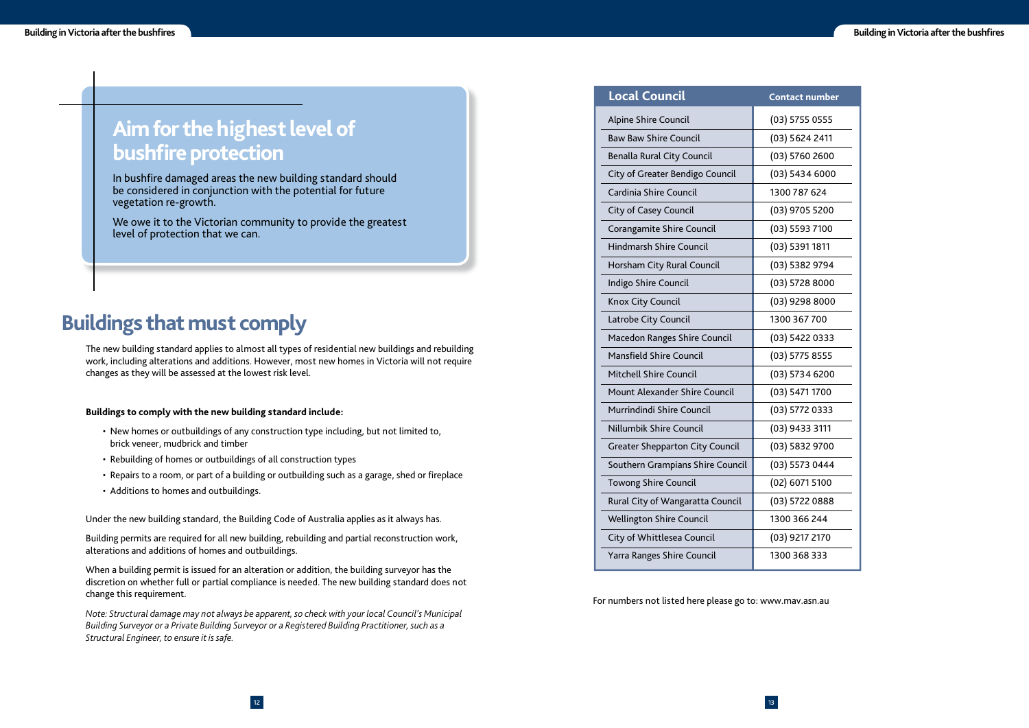## Aim for the highest level of bushfire protection

In bushfire damaged areas the new building standard should be considered in conjunction with the potential for future vegetation re-growth.

We owe it to the Victorian community to provide the greatest level of protection that we can.

# Buildings that must comply

The new building standard applies to almost all types of residential new buildings and rebuilding work, including alterations and additions. However, most new homes in Victoria will not require changes as they will be assessed at the lowest risk level.

**Buildings to comply with the new building standard include:**

- New homes or outbuildings of any construction type including, but not limited to, brick veneer, mudbrick and timber
- Rebuilding of homes or outbuildings of all construction types
- Repairs to a room, or part of a building or outbuilding such as a garage, shed or fireplace
- Additions to homes and outbuildings.

Under the new building standard, the Building Code of Australia applies as it always has.

Building permits are required for all new building, rebuilding and partial reconstruction work, alterations and additions of homes and outbuildings.

When a building permit is issued for an alteration or addition, the building surveyor has the discretion on whether full or partial compliance is needed. The new building standard does not change this requirement.

*Note: Structural damage may not always be apparent, so check with your local Council's Municipal Building Surveyor or a Private Building Surveyor or a Registered Building Practitioner, such as a Structural Engineer, to ensure it is safe.*

| Local Council | Contact number |
|---|---|
| Alpine Shire Council | (03) 5755 0555 |
| Baw Baw Shire Council | (03) 5624 2411 |
| Benalla Rural City Council | (03) 5760 2600 |
| City of Greater Bendigo Council | (03) 5434 6000 |
| Cardinia Shire Council | 1300 787 624 |
| City of Casey Council | (03) 9705 5200 |
| Corangamite Shire Council | (03) 5593 7100 |
| Hindmarsh Shire Council | (03) 5391 1811 |
| Horsham City Rural Council | (03) 5382 9794 |
| Indigo Shire Council | (03) 5728 8000 |
| Knox City Council | (03) 9298 8000 |
| Latrobe City Council | 1300 367 700 |
| Macedon Ranges Shire Council | (03) 5422 0333 |
| Mansfield Shire Council | (03) 5775 8555 |
| Mitchell Shire Council | (03) 5734 6200 |
| Mount Alexander Shire Council | (03) 5471 1700 |
| Murrindindi Shire Council | (03) 5772 0333 |
| Nillumbik Shire Council | (03) 9433 3111 |
| Greater Shepparton City Council | (03) 5832 9700 |
| Southern Grampians Shire Council | (03) 5573 0444 |
| Towong Shire Council | (02) 6071 5100 |
| Rural City of Wangaratta Council | (03) 5722 0888 |
| Wellington Shire Council | 1300 366 244 |
| City of Whittlesea Council | (03) 9217 2170 |
| Yarra Ranges Shire Council | 1300 368 333 |

For numbers not listed here please go to: www.mav.asn.au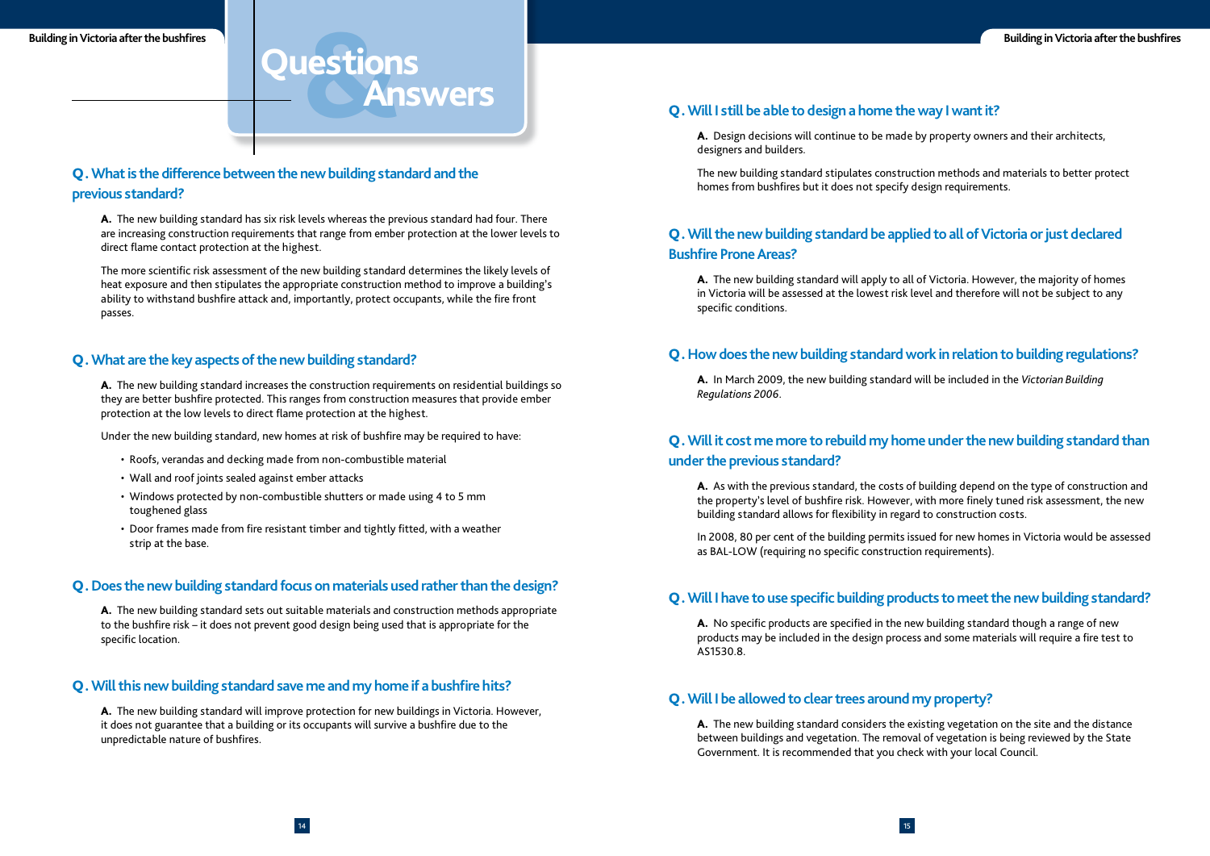# Questions & Answers

## Q. What is the difference between the new building standard and the previous standard?

**A.** The new building standard has six risk levels whereas the previous standard had four. There are increasing construction requirements that range from ember protection at the lower levels to direct flame contact protection at the highest.

The more scientific risk assessment of the new building standard determines the likely levels of heat exposure and then stipulates the appropriate construction method to improve a building's ability to withstand bushfire attack and, importantly, protect occupants, while the fire front passes.

## Q. What are the key aspects of the new building standard?

**A.** The new building standard increases the construction requirements on residential buildings so they are better bushfire protected. This ranges from construction measures that provide ember protection at the low levels to direct flame protection at the highest.

Under the new building standard, new homes at risk of bushfire may be required to have:

- Roofs, verandas and decking made from non-combustible material
- Wall and roof joints sealed against ember attacks
- Windows protected by non-combustible shutters or made using 4 to 5 mm toughened glass
- Door frames made from fire resistant timber and tightly fitted, with a weather strip at the base.

## Q. Does the new building standard focus on materials used rather than the design?

**A.** The new building standard sets out suitable materials and construction methods appropriate to the bushfire risk – it does not prevent good design being used that is appropriate for the specific location.

## Q. Will this new building standard save me and my home if a bushfire hits?

**A.** The new building standard will improve protection for new buildings in Victoria. However, it does not guarantee that a building or its occupants will survive a bushfire due to the unpredictable nature of bushfires.

## Q. Will I still be able to design a home the way I want it?

**A.** Design decisions will continue to be made by property owners and their architects, designers and builders.

The new building standard stipulates construction methods and materials to better protect homes from bushfires but it does not specify design requirements.

## Q. Will the new building standard be applied to all of Victoria or just declared Bushfire Prone Areas?

**A.** The new building standard will apply to all of Victoria. However, the majority of homes in Victoria will be assessed at the lowest risk level and therefore will not be subject to any specific conditions.

## Q. How does the new building standard work in relation to building regulations?

**A.** In March 2009, the new building standard will be included in the *Victorian Building Regulations 2006*.

## Q. Will it cost me more to rebuild my home under the new building standard than under the previous standard?

**A.** As with the previous standard, the costs of building depend on the type of construction and the property's level of bushfire risk. However, with more finely tuned risk assessment, the new building standard allows for flexibility in regard to construction costs.

In 2008, 80 per cent of the building permits issued for new homes in Victoria would be assessed as BAL-LOW (requiring no specific construction requirements).

## Q. Will I have to use specific building products to meet the new building standard?

**A.** No specific products are specified in the new building standard though a range of new products may be included in the design process and some materials will require a fire test to AS1530.8.

## Q. Will I be allowed to clear trees around my property?

**A.** The new building standard considers the existing vegetation on the site and the distance between buildings and vegetation. The removal of vegetation is being reviewed by the State Government. It is recommended that you check with your local Council.